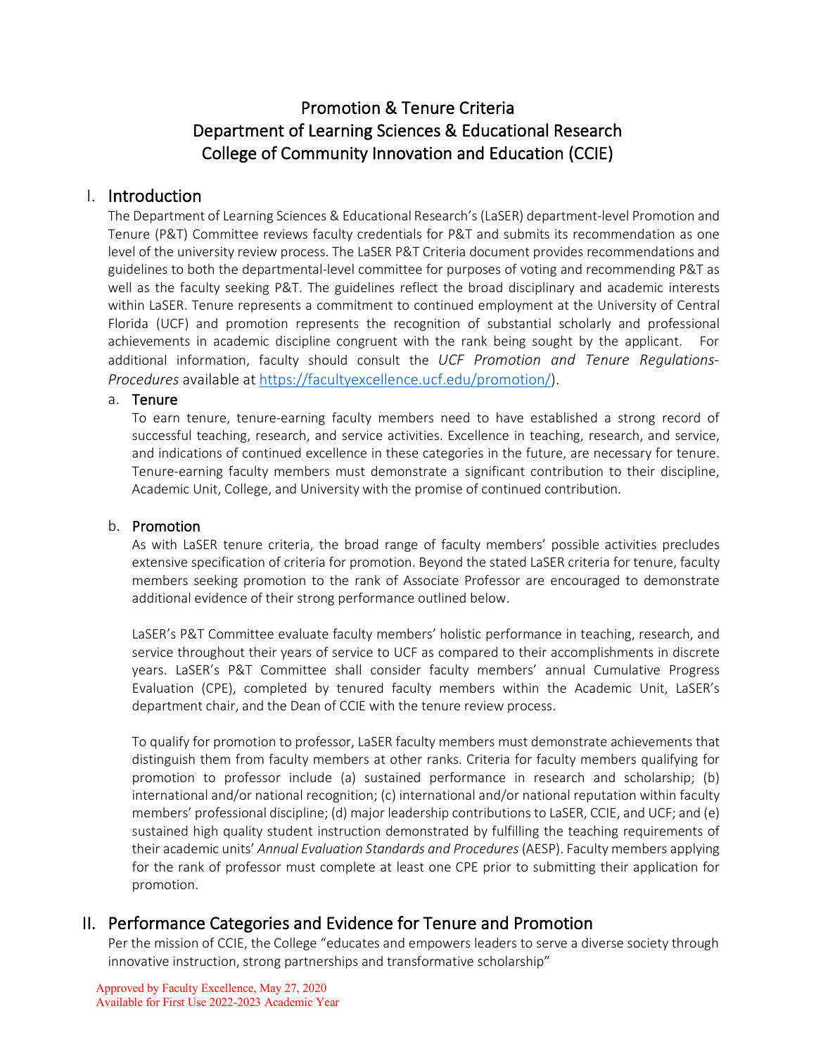# Promotion & Tenure Criteria
# Department of Learning Sciences & Educational Research
# College of Community Innovation and Education (CCIE)

## I. Introduction

The Department of Learning Sciences & Educational Research's (LaSER) department-level Promotion and Tenure (P&T) Committee reviews faculty credentials for P&T and submits its recommendation as one level of the university review process. The LaSER P&T Criteria document provides recommendations and guidelines to both the departmental-level committee for purposes of voting and recommending P&T as well as the faculty seeking P&T. The guidelines reflect the broad disciplinary and academic interests within LaSER. Tenure represents a commitment to continued employment at the University of Central Florida (UCF) and promotion represents the recognition of substantial scholarly and professional achievements in academic discipline congruent with the rank being sought by the applicant. For additional information, faculty should consult the *UCF Promotion and Tenure Regulations-Procedures* available at [https://facultyexcellence.ucf.edu/promotion/](https://facultyexcellence.ucf.edu/promotion/)).

### a. Tenure

To earn tenure, tenure-earning faculty members need to have established a strong record of successful teaching, research, and service activities. Excellence in teaching, research, and service, and indications of continued excellence in these categories in the future, are necessary for tenure. Tenure-earning faculty members must demonstrate a significant contribution to their discipline, Academic Unit, College, and University with the promise of continued contribution.

### b. Promotion

As with LaSER tenure criteria, the broad range of faculty members' possible activities precludes extensive specification of criteria for promotion. Beyond the stated LaSER criteria for tenure, faculty members seeking promotion to the rank of Associate Professor are encouraged to demonstrate additional evidence of their strong performance outlined below.

LaSER's P&T Committee evaluate faculty members' holistic performance in teaching, research, and service throughout their years of service to UCF as compared to their accomplishments in discrete years. LaSER's P&T Committee shall consider faculty members' annual Cumulative Progress Evaluation (CPE), completed by tenured faculty members within the Academic Unit, LaSER's department chair, and the Dean of CCIE with the tenure review process.

To qualify for promotion to professor, LaSER faculty members must demonstrate achievements that distinguish them from faculty members at other ranks. Criteria for faculty members qualifying for promotion to professor include (a) sustained performance in research and scholarship; (b) international and/or national recognition; (c) international and/or national reputation within faculty members' professional discipline; (d) major leadership contributions to LaSER, CCIE, and UCF; and (e) sustained high quality student instruction demonstrated by fulfilling the teaching requirements of their academic units' *Annual Evaluation Standards and Procedures* (AESP). Faculty members applying for the rank of professor must complete at least one CPE prior to submitting their application for promotion.

## II. Performance Categories and Evidence for Tenure and Promotion

Per the mission of CCIE, the College "educates and empowers leaders to serve a diverse society through innovative instruction, strong partnerships and transformative scholarship"

Approved by Faculty Excellence, May 27, 2020
Available for First Use 2022-2023 Academic Year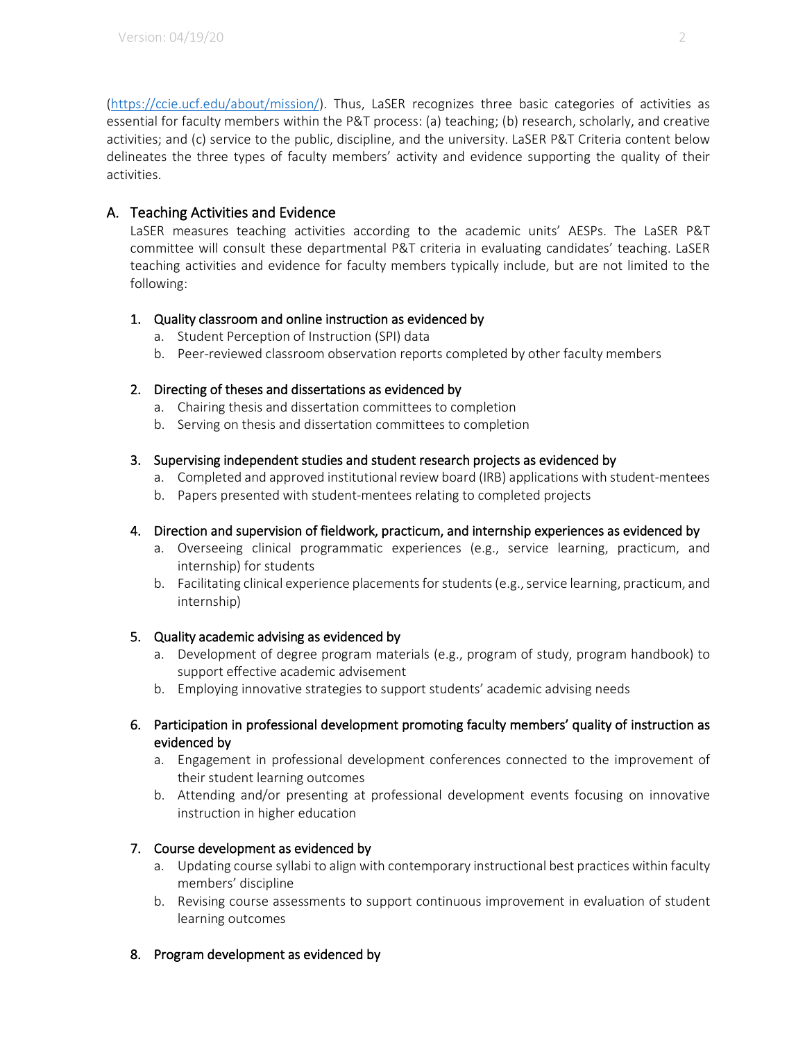(https://ccie.ucf.edu/about/mission/). Thus, LaSER recognizes three basic categories of activities as essential for faculty members within the P&T process: (a) teaching; (b) research, scholarly, and creative activities; and (c) service to the public, discipline, and the university. LaSER P&T Criteria content below delineates the three types of faculty members' activity and evidence supporting the quality of their activities.

## A. Teaching Activities and Evidence

LaSER measures teaching activities according to the academic units' AESPs. The LaSER P&T committee will consult these departmental P&T criteria in evaluating candidates' teaching. LaSER teaching activities and evidence for faculty members typically include, but are not limited to the following:

1. Quality classroom and online instruction as evidenced by
   a. Student Perception of Instruction (SPI) data
   b. Peer-reviewed classroom observation reports completed by other faculty members

2. Directing of theses and dissertations as evidenced by
   a. Chairing thesis and dissertation committees to completion
   b. Serving on thesis and dissertation committees to completion

3. Supervising independent studies and student research projects as evidenced by
   a. Completed and approved institutional review board (IRB) applications with student-mentees
   b. Papers presented with student-mentees relating to completed projects

4. Direction and supervision of fieldwork, practicum, and internship experiences as evidenced by
   a. Overseeing clinical programmatic experiences (e.g., service learning, practicum, and internship) for students
   b. Facilitating clinical experience placements for students (e.g., service learning, practicum, and internship)

5. Quality academic advising as evidenced by
   a. Development of degree program materials (e.g., program of study, program handbook) to support effective academic advisement
   b. Employing innovative strategies to support students' academic advising needs

6. Participation in professional development promoting faculty members' quality of instruction as evidenced by
   a. Engagement in professional development conferences connected to the improvement of their student learning outcomes
   b. Attending and/or presenting at professional development events focusing on innovative instruction in higher education

7. Course development as evidenced by
   a. Updating course syllabi to align with contemporary instructional best practices within faculty members' discipline
   b. Revising course assessments to support continuous improvement in evaluation of student learning outcomes

8. Program development as evidenced by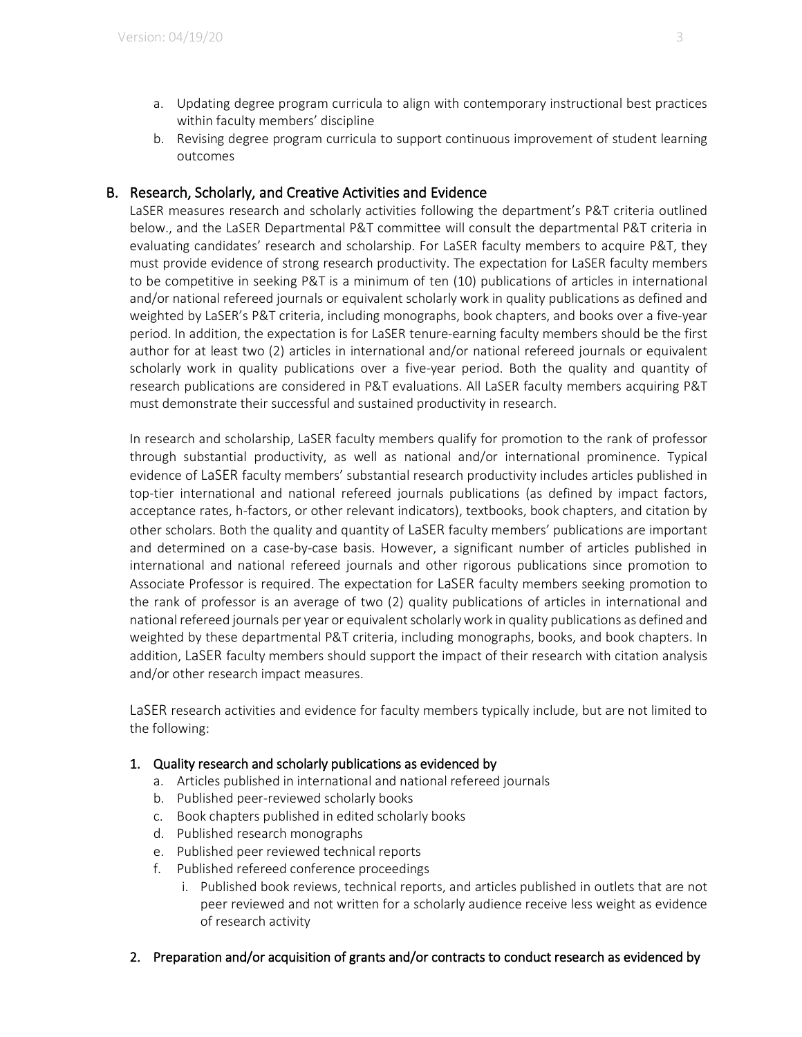a. Updating degree program curricula to align with contemporary instructional best practices within faculty members' discipline
b. Revising degree program curricula to support continuous improvement of student learning outcomes

## B. Research, Scholarly, and Creative Activities and Evidence

LaSER measures research and scholarly activities following the department's P&T criteria outlined below., and the LaSER Departmental P&T committee will consult the departmental P&T criteria in evaluating candidates' research and scholarship. For LaSER faculty members to acquire P&T, they must provide evidence of strong research productivity. The expectation for LaSER faculty members to be competitive in seeking P&T is a minimum of ten (10) publications of articles in international and/or national refereed journals or equivalent scholarly work in quality publications as defined and weighted by LaSER's P&T criteria, including monographs, book chapters, and books over a five-year period. In addition, the expectation is for LaSER tenure-earning faculty members should be the first author for at least two (2) articles in international and/or national refereed journals or equivalent scholarly work in quality publications over a five-year period. Both the quality and quantity of research publications are considered in P&T evaluations. All LaSER faculty members acquiring P&T must demonstrate their successful and sustained productivity in research.

In research and scholarship, LaSER faculty members qualify for promotion to the rank of professor through substantial productivity, as well as national and/or international prominence. Typical evidence of LaSER faculty members' substantial research productivity includes articles published in top-tier international and national refereed journals publications (as defined by impact factors, acceptance rates, h-factors, or other relevant indicators), textbooks, book chapters, and citation by other scholars. Both the quality and quantity of LaSER faculty members' publications are important and determined on a case-by-case basis. However, a significant number of articles published in international and national refereed journals and other rigorous publications since promotion to Associate Professor is required. The expectation for LaSER faculty members seeking promotion to the rank of professor is an average of two (2) quality publications of articles in international and national refereed journals per year or equivalent scholarly work in quality publications as defined and weighted by these departmental P&T criteria, including monographs, books, and book chapters. In addition, LaSER faculty members should support the impact of their research with citation analysis and/or other research impact measures.

LaSER research activities and evidence for faculty members typically include, but are not limited to the following:

### 1. Quality research and scholarly publications as evidenced by

a. Articles published in international and national refereed journals
b. Published peer-reviewed scholarly books
c. Book chapters published in edited scholarly books
d. Published research monographs
e. Published peer reviewed technical reports
f. Published refereed conference proceedings
   i. Published book reviews, technical reports, and articles published in outlets that are not peer reviewed and not written for a scholarly audience receive less weight as evidence of research activity

### 2. Preparation and/or acquisition of grants and/or contracts to conduct research as evidenced by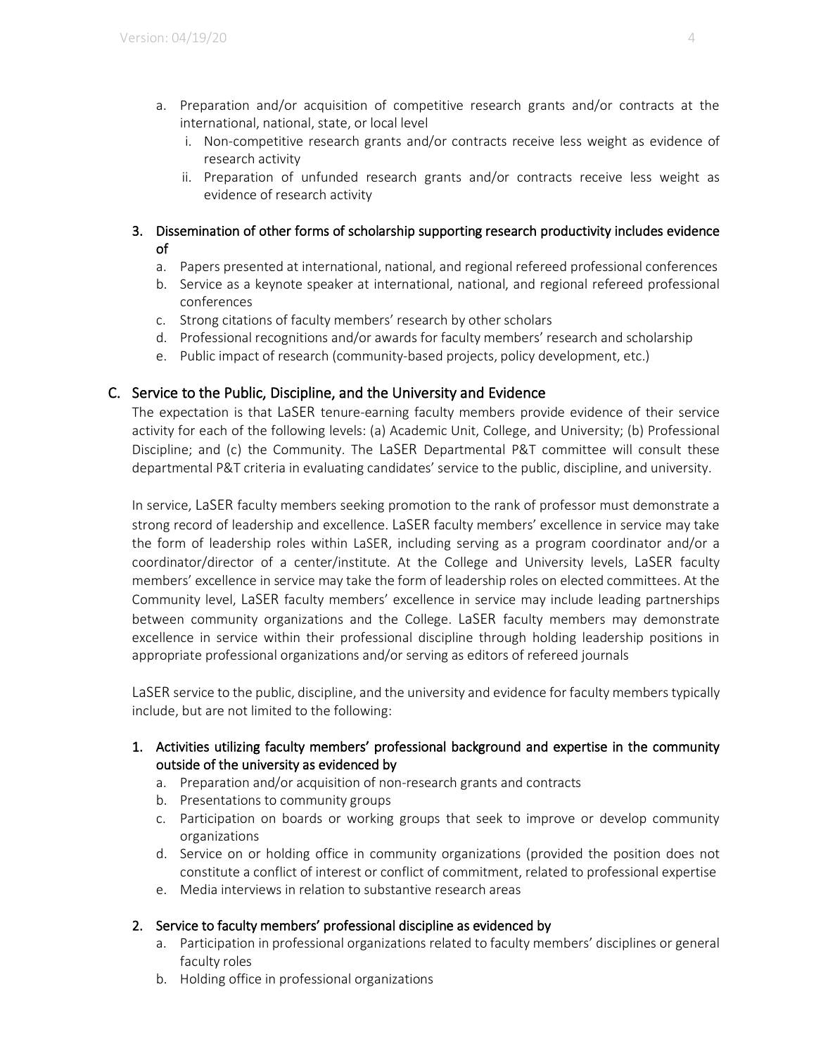a. Preparation and/or acquisition of competitive research grants and/or contracts at the international, national, state, or local level
   i. Non-competitive research grants and/or contracts receive less weight as evidence of research activity
   ii. Preparation of unfunded research grants and/or contracts receive less weight as evidence of research activity

3. Dissemination of other forms of scholarship supporting research productivity includes evidence of
   a. Papers presented at international, national, and regional refereed professional conferences
   b. Service as a keynote speaker at international, national, and regional refereed professional conferences
   c. Strong citations of faculty members' research by other scholars
   d. Professional recognitions and/or awards for faculty members' research and scholarship
   e. Public impact of research (community-based projects, policy development, etc.)

## C. Service to the Public, Discipline, and the University and Evidence

The expectation is that LaSER tenure-earning faculty members provide evidence of their service activity for each of the following levels: (a) Academic Unit, College, and University; (b) Professional Discipline; and (c) the Community. The LaSER Departmental P&T committee will consult these departmental P&T criteria in evaluating candidates' service to the public, discipline, and university.

In service, LaSER faculty members seeking promotion to the rank of professor must demonstrate a strong record of leadership and excellence. LaSER faculty members' excellence in service may take the form of leadership roles within LaSER, including serving as a program coordinator and/or a coordinator/director of a center/institute. At the College and University levels, LaSER faculty members' excellence in service may take the form of leadership roles on elected committees. At the Community level, LaSER faculty members' excellence in service may include leading partnerships between community organizations and the College. LaSER faculty members may demonstrate excellence in service within their professional discipline through holding leadership positions in appropriate professional organizations and/or serving as editors of refereed journals

LaSER service to the public, discipline, and the university and evidence for faculty members typically include, but are not limited to the following:

1. Activities utilizing faculty members' professional background and expertise in the community outside of the university as evidenced by
   a. Preparation and/or acquisition of non-research grants and contracts
   b. Presentations to community groups
   c. Participation on boards or working groups that seek to improve or develop community organizations
   d. Service on or holding office in community organizations (provided the position does not constitute a conflict of interest or conflict of commitment, related to professional expertise
   e. Media interviews in relation to substantive research areas

2. Service to faculty members' professional discipline as evidenced by
   a. Participation in professional organizations related to faculty members' disciplines or general faculty roles
   b. Holding office in professional organizations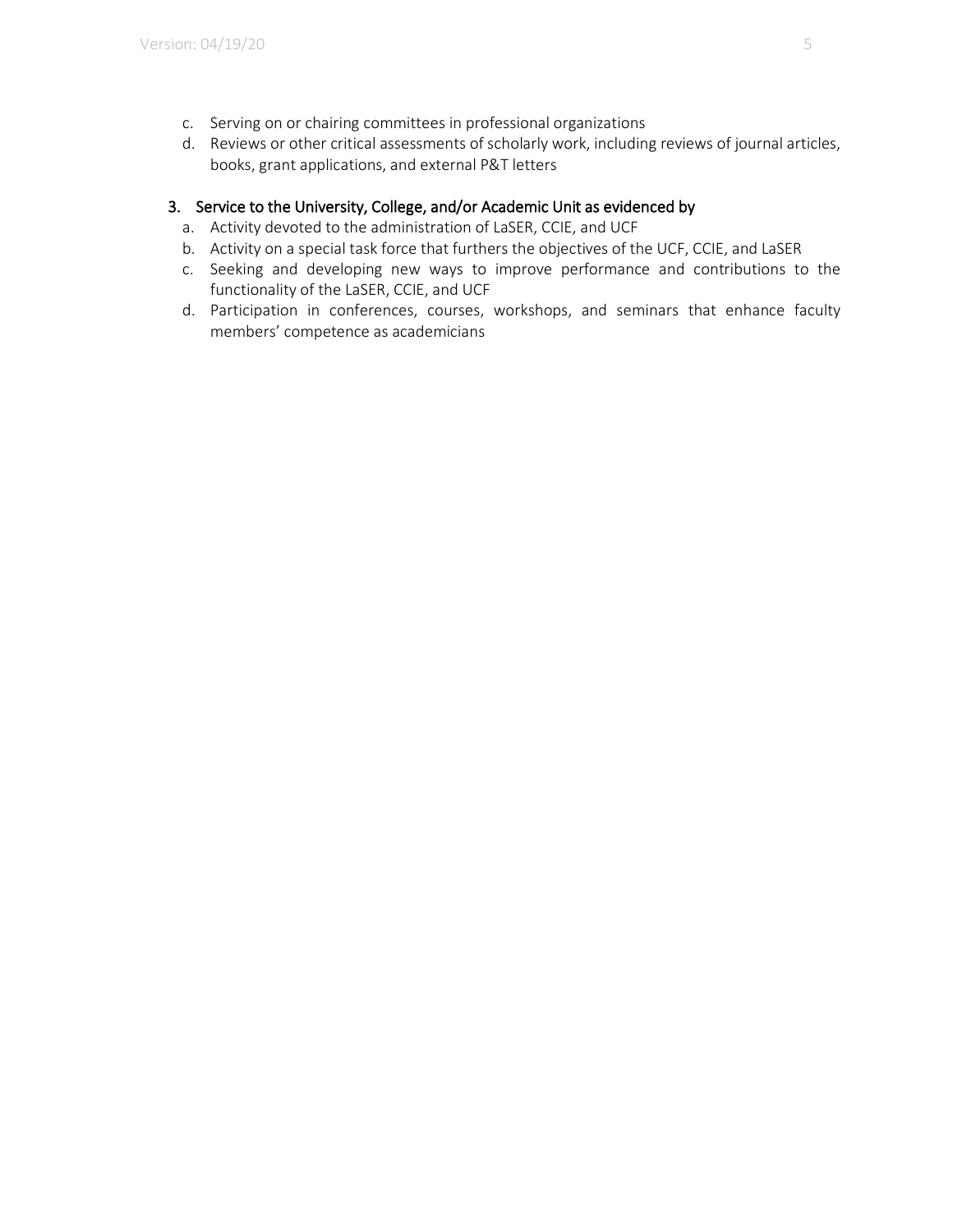c. Serving on or chairing committees in professional organizations
d. Reviews or other critical assessments of scholarly work, including reviews of journal articles, books, grant applications, and external P&T letters

3. Service to the University, College, and/or Academic Unit as evidenced by
   a. Activity devoted to the administration of LaSER, CCIE, and UCF
   b. Activity on a special task force that furthers the objectives of the UCF, CCIE, and LaSER
   c. Seeking and developing new ways to improve performance and contributions to the functionality of the LaSER, CCIE, and UCF
   d. Participation in conferences, courses, workshops, and seminars that enhance faculty members' competence as academicians